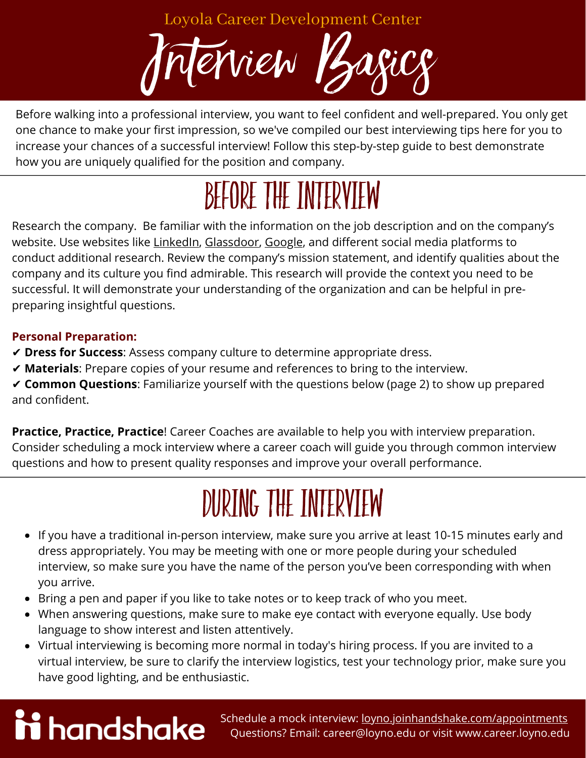Loyola Career Development Center

# Interview Basics

Before walking into a professional interview, you want to feel confident and well-prepared. You only get one chance to make your first impression, so we've compiled our best interviewing tips here for you to increase your chances of a successful interview! Follow this step-by-step guide to best demonstrate how you are uniquely qualified for the position and company.

## BEFORE THE INTERVIEW

Research the company. Be familiar with the information on the job description and on the company's website. Use websites like LinkedIn, Glassdoor, Google, and different social media platforms to conduct additional research. Review the company's mission statement, and identify qualities about the company and its culture you find admirable. This research will provide the context you need to be successful. It will demonstrate your understanding of the organization and can be helpful in pre-preparing insightful questions.

**Personal Preparation:**

✔ **Dress for Success**: Assess company culture to determine appropriate dress.

✔ **Materials**: Prepare copies of your resume and references to bring to the interview.

✔ **Common Questions**: Familiarize yourself with the questions below (page 2) to show up prepared and confident.

**Practice, Practice, Practice**! Career Coaches are available to help you with interview preparation. Consider scheduling a mock interview where a career coach will guide you through common interview questions and how to present quality responses and improve your overall performance.

## DURING THE INTERVIEW

- If you have a traditional in-person interview, make sure you arrive at least 10-15 minutes early and dress appropriately. You may be meeting with one or more people during your scheduled interview, so make sure you have the name of the person you've been corresponding with when you arrive.
- Bring a pen and paper if you like to take notes or to keep track of who you meet.
- When answering questions, make sure to make eye contact with everyone equally. Use body language to show interest and listen attentively.
- Virtual interviewing is becoming more normal in today's hiring process. If you are invited to a virtual interview, be sure to clarify the interview logistics, test your technology prior, make sure you have good lighting, and be enthusiastic.

handshake

Schedule a mock interview: loyno.joinhandshake.com/appointments
Questions? Email: career@loyno.edu or visit www.career.loyno.edu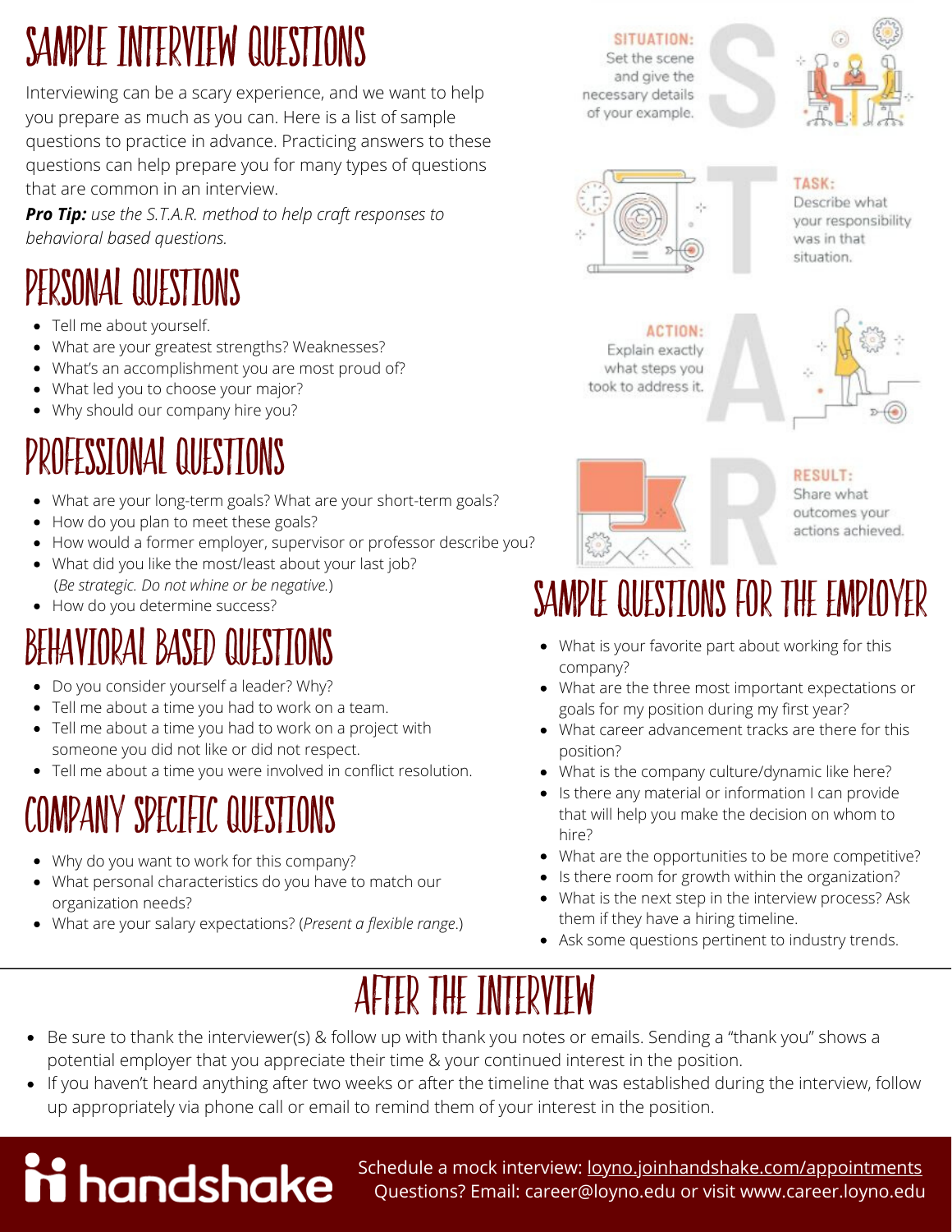# SAMPLE INTERVIEW QUESTIONS

Interviewing can be a scary experience, and we want to help you prepare as much as you can. Here is a list of sample questions to practice in advance. Practicing answers to these questions can help prepare you for many types of questions that are common in an interview.

***Pro Tip:*** *use the S.T.A.R. method to help craft responses to behavioral based questions.*

**SITUATION:** Set the scene and give the necessary details of your example.

**TASK:** Describe what your responsibility was in that situation.

**ACTION:** Explain exactly what steps you took to address it.

**RESULT:** Share what outcomes your actions achieved.

## PERSONAL QUESTIONS

- Tell me about yourself.
- What are your greatest strengths? Weaknesses?
- What's an accomplishment you are most proud of?
- What led you to choose your major?
- Why should our company hire you?

## PROFESSIONAL QUESTIONS

- What are your long-term goals? What are your short-term goals?
- How do you plan to meet these goals?
- How would a former employer, supervisor or professor describe you?
- What did you like the most/least about your last job? (*Be strategic. Do not whine or be negative.*)
- How do you determine success?

## BEHAVIORAL BASED QUESTIONS

- Do you consider yourself a leader? Why?
- Tell me about a time you had to work on a team.
- Tell me about a time you had to work on a project with someone you did not like or did not respect.
- Tell me about a time you were involved in conflict resolution.

## COMPANY SPECIFIC QUESTIONS

- Why do you want to work for this company?
- What personal characteristics do you have to match our organization needs?
- What are your salary expectations? (*Present a flexible range.*)

## SAMPLE QUESTIONS FOR THE EMPLOYER

- What is your favorite part about working for this company?
- What are the three most important expectations or goals for my position during my first year?
- What career advancement tracks are there for this position?
- What is the company culture/dynamic like here?
- Is there any material or information I can provide that will help you make the decision on whom to hire?
- What are the opportunities to be more competitive?
- Is there room for growth within the organization?
- What is the next step in the interview process? Ask them if they have a hiring timeline.
- Ask some questions pertinent to industry trends.

## AFTER THE INTERVIEW

- Be sure to thank the interviewer(s) & follow up with thank you notes or emails. Sending a "thank you" shows a potential employer that you appreciate their time & your continued interest in the position.
- If you haven't heard anything after two weeks or after the timeline that was established during the interview, follow up appropriately via phone call or email to remind them of your interest in the position.

handshake

Schedule a mock interview: loyno.joinhandshake.com/appointments
Questions? Email: career@loyno.edu or visit www.career.loyno.edu